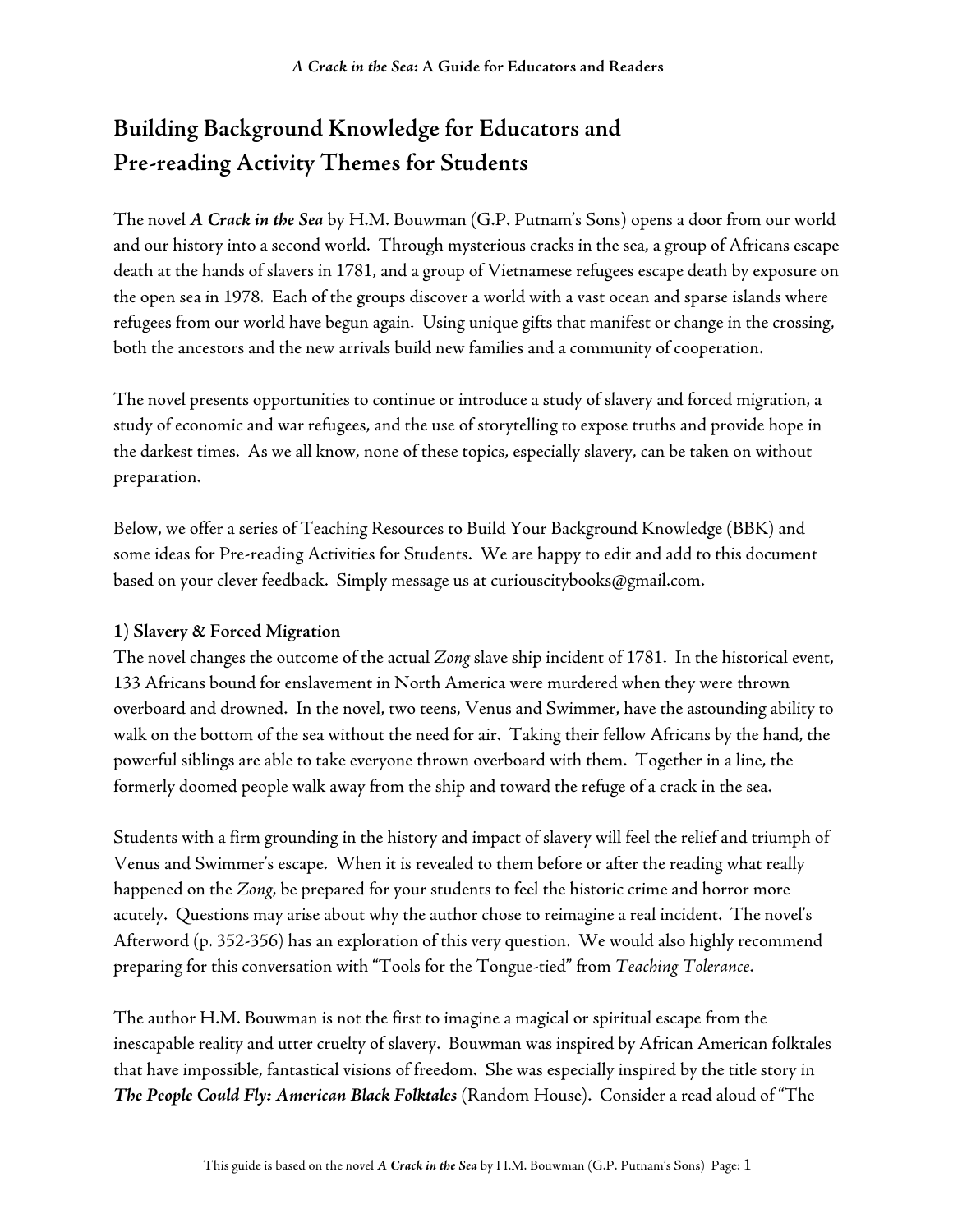# Building Background Knowledge for Educators and Pre-reading Activity Themes for Students

The novel ***A Crack in the Sea*** by H.M. Bouwman (G.P. Putnam's Sons) opens a door from our world and our history into a second world. Through mysterious cracks in the sea, a group of Africans escape death at the hands of slavers in 1781, and a group of Vietnamese refugees escape death by exposure on the open sea in 1978. Each of the groups discover a world with a vast ocean and sparse islands where refugees from our world have begun again. Using unique gifts that manifest or change in the crossing, both the ancestors and the new arrivals build new families and a community of cooperation.

The novel presents opportunities to continue or introduce a study of slavery and forced migration, a study of economic and war refugees, and the use of storytelling to expose truths and provide hope in the darkest times. As we all know, none of these topics, especially slavery, can be taken on without preparation.

Below, we offer a series of Teaching Resources to Build Your Background Knowledge (BBK) and some ideas for Pre-reading Activities for Students. We are happy to edit and add to this document based on your clever feedback. Simply message us at curiouscitybooks@gmail.com.

**1) Slavery & Forced Migration**

The novel changes the outcome of the actual *Zong* slave ship incident of 1781. In the historical event, 133 Africans bound for enslavement in North America were murdered when they were thrown overboard and drowned. In the novel, two teens, Venus and Swimmer, have the astounding ability to walk on the bottom of the sea without the need for air. Taking their fellow Africans by the hand, the powerful siblings are able to take everyone thrown overboard with them. Together in a line, the formerly doomed people walk away from the ship and toward the refuge of a crack in the sea.

Students with a firm grounding in the history and impact of slavery will feel the relief and triumph of Venus and Swimmer's escape. When it is revealed to them before or after the reading what really happened on the *Zong*, be prepared for your students to feel the historic crime and horror more acutely. Questions may arise about why the author chose to reimagine a real incident. The novel's Afterword (p. 352-356) has an exploration of this very question. We would also highly recommend preparing for this conversation with "Tools for the Tongue-tied" from *Teaching Tolerance*.

The author H.M. Bouwman is not the first to imagine a magical or spiritual escape from the inescapable reality and utter cruelty of slavery. Bouwman was inspired by African American folktales that have impossible, fantastical visions of freedom. She was especially inspired by the title story in ***The People Could Fly: American Black Folktales*** (Random House). Consider a read aloud of "The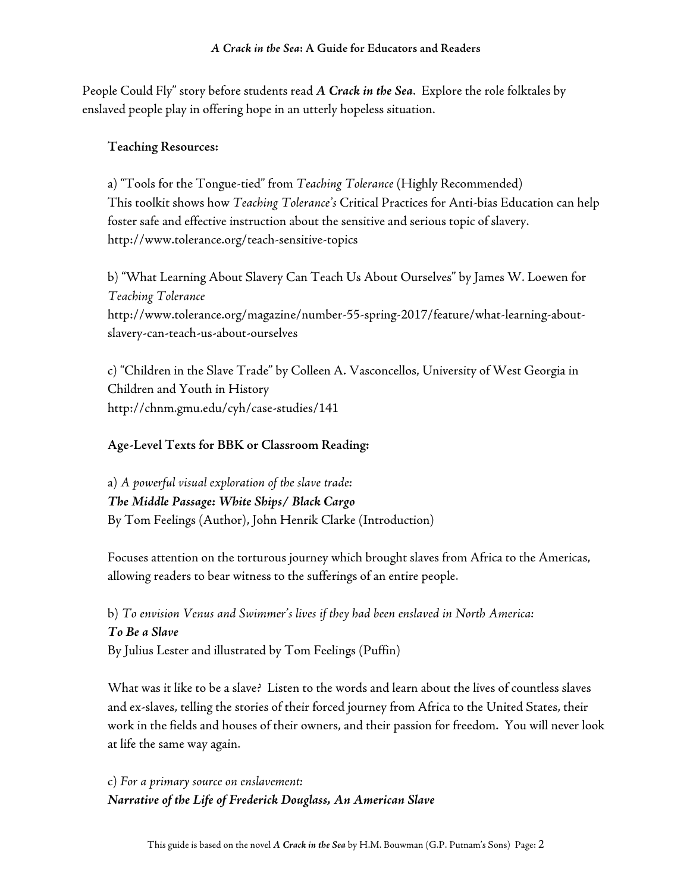People Could Fly" story before students read ***A Crack in the Sea***. Explore the role folktales by enslaved people play in offering hope in an utterly hopeless situation.

**Teaching Resources:**

a) "Tools for the Tongue-tied" from *Teaching Tolerance* (Highly Recommended)
This toolkit shows how *Teaching Tolerance's* Critical Practices for Anti-bias Education can help foster safe and effective instruction about the sensitive and serious topic of slavery.
http://www.tolerance.org/teach-sensitive-topics

b) "What Learning About Slavery Can Teach Us About Ourselves" by James W. Loewen for *Teaching Tolerance*
http://www.tolerance.org/magazine/number-55-spring-2017/feature/what-learning-about-slavery-can-teach-us-about-ourselves

c) "Children in the Slave Trade" by Colleen A. Vasconcellos, University of West Georgia in Children and Youth in History
http://chnm.gmu.edu/cyh/case-studies/141

**Age-Level Texts for BBK or Classroom Reading:**

a) *A powerful visual exploration of the slave trade:*
***The Middle Passage: White Ships/ Black Cargo***
By Tom Feelings (Author), John Henrik Clarke (Introduction)

Focuses attention on the torturous journey which brought slaves from Africa to the Americas, allowing readers to bear witness to the sufferings of an entire people.

b) *To envision Venus and Swimmer's lives if they had been enslaved in North America:*
***To Be a Slave***
By Julius Lester and illustrated by Tom Feelings (Puffin)

What was it like to be a slave? Listen to the words and learn about the lives of countless slaves and ex-slaves, telling the stories of their forced journey from Africa to the United States, their work in the fields and houses of their owners, and their passion for freedom. You will never look at life the same way again.

c) *For a primary source on enslavement:*
***Narrative of the Life of Frederick Douglass, An American Slave***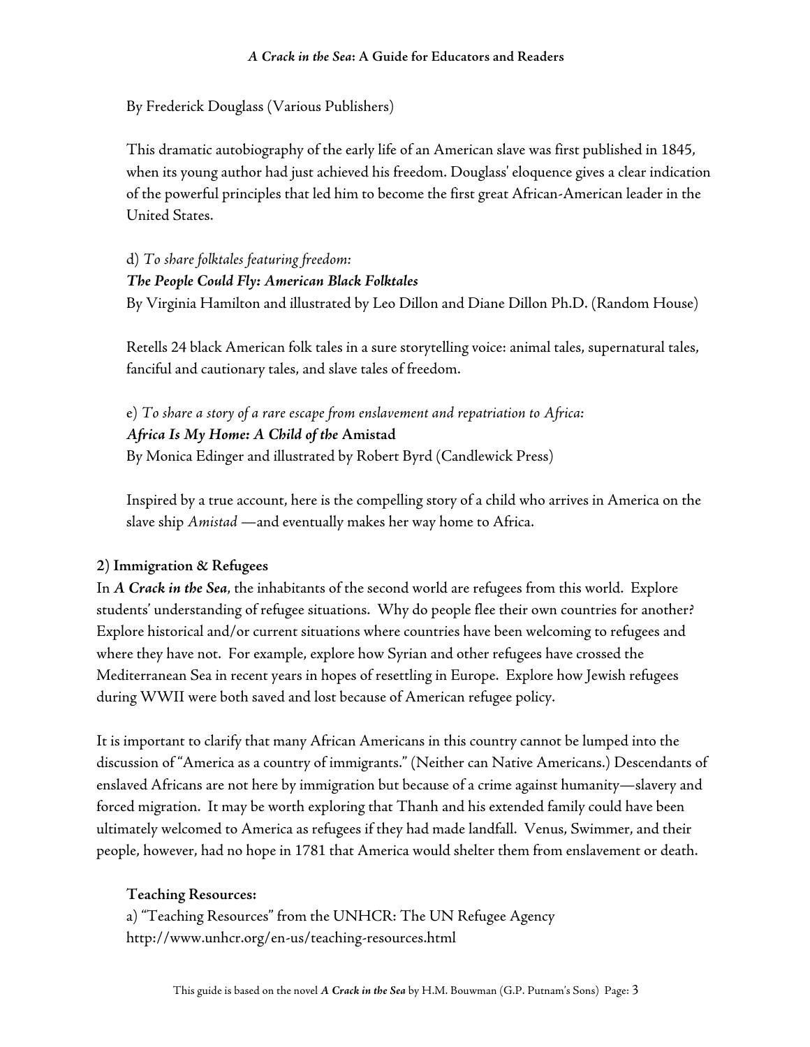By Frederick Douglass (Various Publishers)

This dramatic autobiography of the early life of an American slave was first published in 1845, when its young author had just achieved his freedom. Douglass' eloquence gives a clear indication of the powerful principles that led him to become the first great African-American leader in the United States.

d) *To share folktales featuring freedom:*
***The People Could Fly: American Black Folktales***
By Virginia Hamilton and illustrated by Leo Dillon and Diane Dillon Ph.D. (Random House)

Retells 24 black American folk tales in a sure storytelling voice: animal tales, supernatural tales, fanciful and cautionary tales, and slave tales of freedom.

e) *To share a story of a rare escape from enslavement and repatriation to Africa:*
***Africa Is My Home: A Child of the* Amistad**
By Monica Edinger and illustrated by Robert Byrd (Candlewick Press)

Inspired by a true account, here is the compelling story of a child who arrives in America on the slave ship *Amistad* —and eventually makes her way home to Africa.

**2) Immigration & Refugees**

In ***A Crack in the Sea***, the inhabitants of the second world are refugees from this world. Explore students' understanding of refugee situations. Why do people flee their own countries for another? Explore historical and/or current situations where countries have been welcoming to refugees and where they have not. For example, explore how Syrian and other refugees have crossed the Mediterranean Sea in recent years in hopes of resettling in Europe. Explore how Jewish refugees during WWII were both saved and lost because of American refugee policy.

It is important to clarify that many African Americans in this country cannot be lumped into the discussion of "America as a country of immigrants." (Neither can Native Americans.) Descendants of enslaved Africans are not here by immigration but because of a crime against humanity—slavery and forced migration. It may be worth exploring that Thanh and his extended family could have been ultimately welcomed to America as refugees if they had made landfall. Venus, Swimmer, and their people, however, had no hope in 1781 that America would shelter them from enslavement or death.

**Teaching Resources:**

a) "Teaching Resources" from the UNHCR: The UN Refugee Agency
http://www.unhcr.org/en-us/teaching-resources.html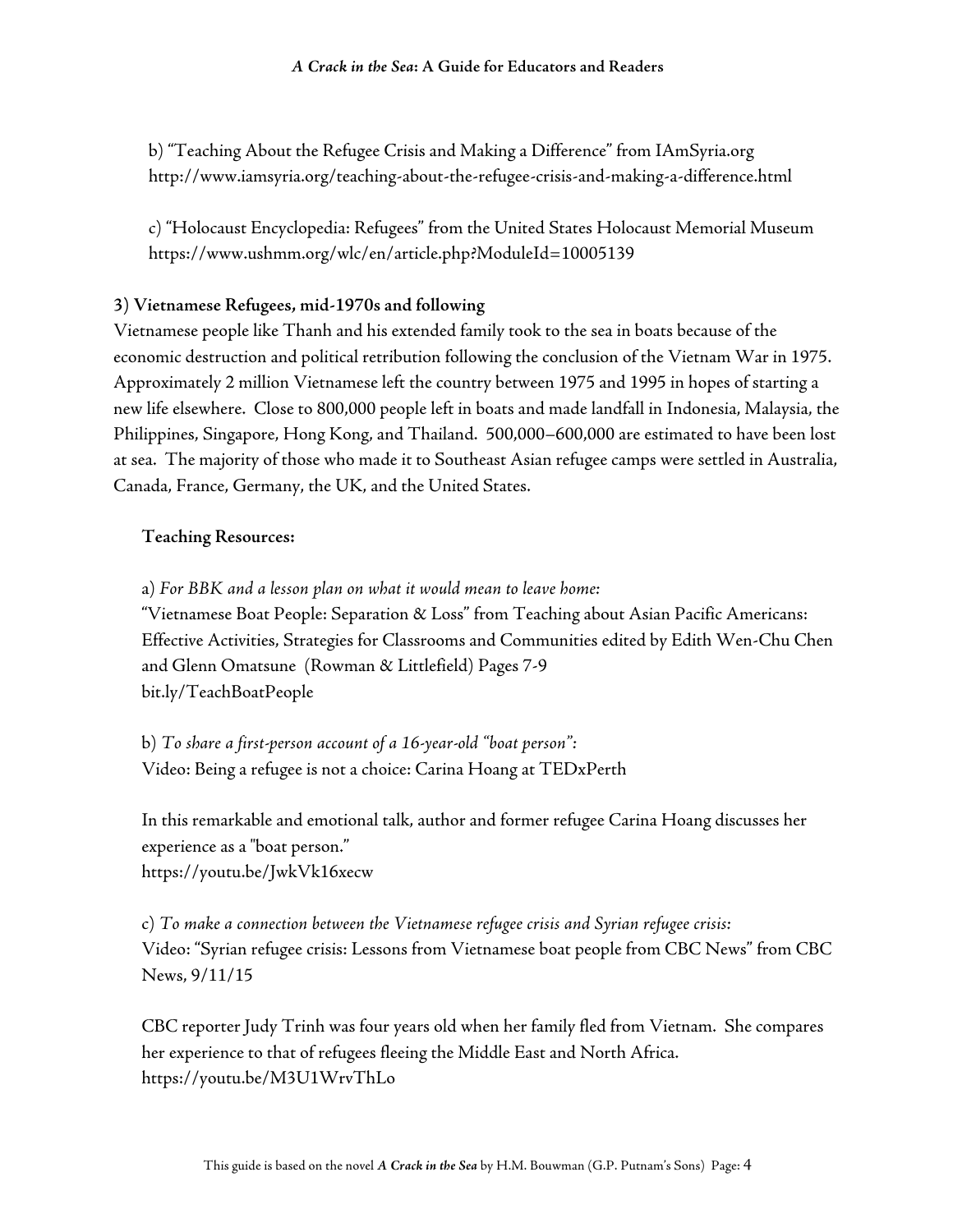b) "Teaching About the Refugee Crisis and Making a Difference" from IAmSyria.org
http://www.iamsyria.org/teaching-about-the-refugee-crisis-and-making-a-difference.html

c) "Holocaust Encyclopedia: Refugees" from the United States Holocaust Memorial Museum
https://www.ushmm.org/wlc/en/article.php?ModuleId=10005139

**3) Vietnamese Refugees, mid-1970s and following**

Vietnamese people like Thanh and his extended family took to the sea in boats because of the economic destruction and political retribution following the conclusion of the Vietnam War in 1975. Approximately 2 million Vietnamese left the country between 1975 and 1995 in hopes of starting a new life elsewhere. Close to 800,000 people left in boats and made landfall in Indonesia, Malaysia, the Philippines, Singapore, Hong Kong, and Thailand. 500,000–600,000 are estimated to have been lost at sea. The majority of those who made it to Southeast Asian refugee camps were settled in Australia, Canada, France, Germany, the UK, and the United States.

**Teaching Resources:**

a) *For BBK and a lesson plan on what it would mean to leave home:*
"Vietnamese Boat People: Separation & Loss" from Teaching about Asian Pacific Americans: Effective Activities, Strategies for Classrooms and Communities edited by Edith Wen-Chu Chen and Glenn Omatsune (Rowman & Littlefield) Pages 7-9
bit.ly/TeachBoatPeople

b) *To share a first-person account of a 16-year-old "boat person":*
Video: Being a refugee is not a choice: Carina Hoang at TEDxPerth

In this remarkable and emotional talk, author and former refugee Carina Hoang discusses her experience as a "boat person."
https://youtu.be/JwkVk16xecw

c) *To make a connection between the Vietnamese refugee crisis and Syrian refugee crisis:*
Video: "Syrian refugee crisis: Lessons from Vietnamese boat people from CBC News" from CBC News, 9/11/15

CBC reporter Judy Trinh was four years old when her family fled from Vietnam. She compares her experience to that of refugees fleeing the Middle East and North Africa.
https://youtu.be/M3U1WrvThLo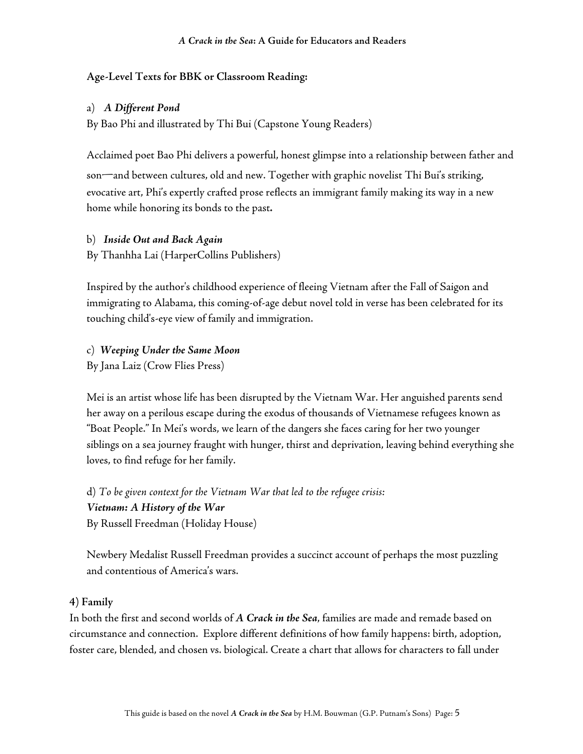**Age-Level Texts for BBK or Classroom Reading:**

a) ***A Different Pond***
By Bao Phi and illustrated by Thi Bui (Capstone Young Readers)

Acclaimed poet Bao Phi delivers a powerful, honest glimpse into a relationship between father and son—and between cultures, old and new. Together with graphic novelist Thi Bui's striking, evocative art, Phi's expertly crafted prose reflects an immigrant family making its way in a new home while honoring its bonds to the past**.**

b) ***Inside Out and Back Again***
By Thanhha Lai (HarperCollins Publishers)

Inspired by the author's childhood experience of fleeing Vietnam after the Fall of Saigon and immigrating to Alabama, this coming-of-age debut novel told in verse has been celebrated for its touching child's-eye view of family and immigration.

c) ***Weeping Under the Same Moon***
By Jana Laiz (Crow Flies Press)

Mei is an artist whose life has been disrupted by the Vietnam War. Her anguished parents send her away on a perilous escape during the exodus of thousands of Vietnamese refugees known as "Boat People." In Mei's words, we learn of the dangers she faces caring for her two younger siblings on a sea journey fraught with hunger, thirst and deprivation, leaving behind everything she loves, to find refuge for her family.

d) *To be given context for the Vietnam War that led to the refugee crisis:*
***Vietnam: A History of the War***
By Russell Freedman (Holiday House)

Newbery Medalist Russell Freedman provides a succinct account of perhaps the most puzzling and contentious of America's wars.

**4) Family**

In both the first and second worlds of ***A Crack in the Sea***, families are made and remade based on circumstance and connection. Explore different definitions of how family happens: birth, adoption, foster care, blended, and chosen vs. biological. Create a chart that allows for characters to fall under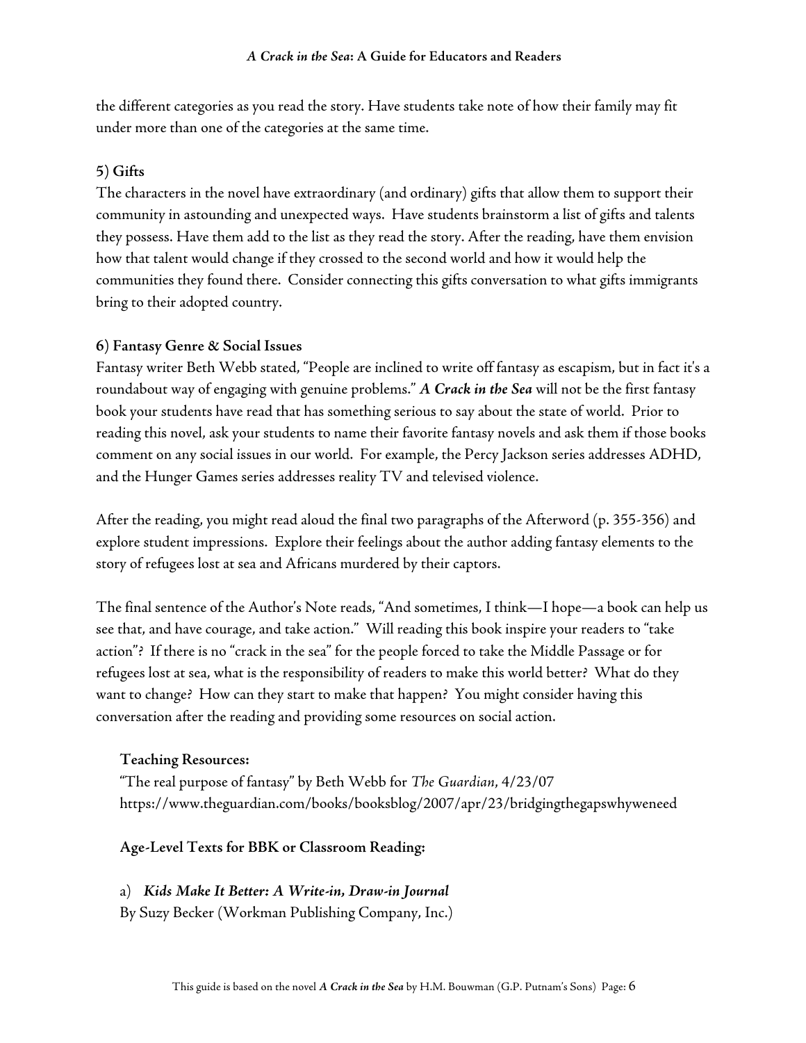the different categories as you read the story. Have students take note of how their family may fit under more than one of the categories at the same time.

**5) Gifts**

The characters in the novel have extraordinary (and ordinary) gifts that allow them to support their community in astounding and unexpected ways. Have students brainstorm a list of gifts and talents they possess. Have them add to the list as they read the story. After the reading, have them envision how that talent would change if they crossed to the second world and how it would help the communities they found there. Consider connecting this gifts conversation to what gifts immigrants bring to their adopted country.

**6) Fantasy Genre & Social Issues**

Fantasy writer Beth Webb stated, "People are inclined to write off fantasy as escapism, but in fact it's a roundabout way of engaging with genuine problems." ***A Crack in the Sea*** will not be the first fantasy book your students have read that has something serious to say about the state of world. Prior to reading this novel, ask your students to name their favorite fantasy novels and ask them if those books comment on any social issues in our world. For example, the Percy Jackson series addresses ADHD, and the Hunger Games series addresses reality TV and televised violence.

After the reading, you might read aloud the final two paragraphs of the Afterword (p. 355-356) and explore student impressions. Explore their feelings about the author adding fantasy elements to the story of refugees lost at sea and Africans murdered by their captors.

The final sentence of the Author's Note reads, "And sometimes, I think—I hope—a book can help us see that, and have courage, and take action." Will reading this book inspire your readers to "take action"? If there is no "crack in the sea" for the people forced to take the Middle Passage or for refugees lost at sea, what is the responsibility of readers to make this world better? What do they want to change? How can they start to make that happen? You might consider having this conversation after the reading and providing some resources on social action.

**Teaching Resources:**

"The real purpose of fantasy" by Beth Webb for *The Guardian*, 4/23/07
https://www.theguardian.com/books/booksblog/2007/apr/23/bridgingthegapswhyweneed

**Age-Level Texts for BBK or Classroom Reading:**

a) ***Kids Make It Better: A Write-in, Draw-in Journal***
By Suzy Becker (Workman Publishing Company, Inc.)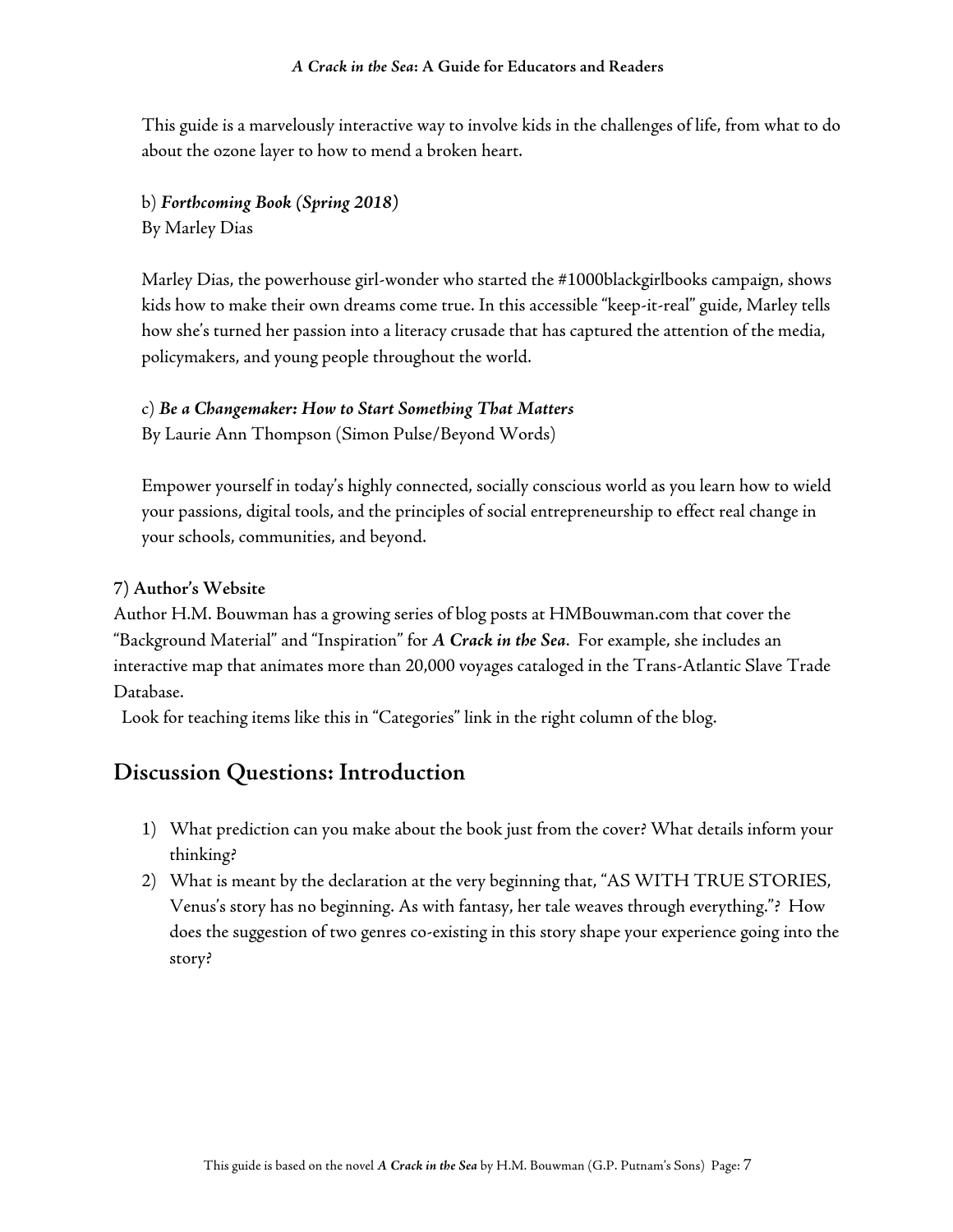This guide is a marvelously interactive way to involve kids in the challenges of life, from what to do about the ozone layer to how to mend a broken heart.

b) ***Forthcoming Book (Spring 2018)***
By Marley Dias

Marley Dias, the powerhouse girl-wonder who started the #1000blackgirlbooks campaign, shows kids how to make their own dreams come true. In this accessible "keep-it-real" guide, Marley tells how she's turned her passion into a literacy crusade that has captured the attention of the media, policymakers, and young people throughout the world.

c) ***Be a Changemaker: How to Start Something That Matters***
By Laurie Ann Thompson (Simon Pulse/Beyond Words)

Empower yourself in today's highly connected, socially conscious world as you learn how to wield your passions, digital tools, and the principles of social entrepreneurship to effect real change in your schools, communities, and beyond.

**7) Author's Website**

Author H.M. Bouwman has a growing series of blog posts at HMBouwman.com that cover the "Background Material" and "Inspiration" for ***A Crack in the Sea***. For example, she includes an interactive map that animates more than 20,000 voyages cataloged in the Trans-Atlantic Slave Trade Database.

Look for teaching items like this in "Categories" link in the right column of the blog.

## Discussion Questions: Introduction

1) What prediction can you make about the book just from the cover? What details inform your thinking?
2) What is meant by the declaration at the very beginning that, "AS WITH TRUE STORIES, Venus's story has no beginning. As with fantasy, her tale weaves through everything."? How does the suggestion of two genres co-existing in this story shape your experience going into the story?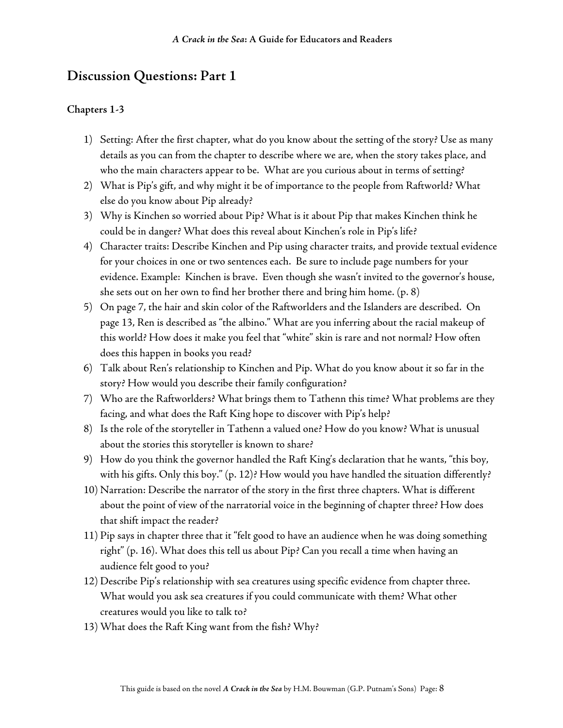## Discussion Questions: Part 1

### Chapters 1-3

1) Setting: After the first chapter, what do you know about the setting of the story? Use as many details as you can from the chapter to describe where we are, when the story takes place, and who the main characters appear to be. What are you curious about in terms of setting?
2) What is Pip's gift, and why might it be of importance to the people from Raftworld? What else do you know about Pip already?
3) Why is Kinchen so worried about Pip? What is it about Pip that makes Kinchen think he could be in danger? What does this reveal about Kinchen's role in Pip's life?
4) Character traits: Describe Kinchen and Pip using character traits, and provide textual evidence for your choices in one or two sentences each. Be sure to include page numbers for your evidence. Example: Kinchen is brave. Even though she wasn't invited to the governor's house, she sets out on her own to find her brother there and bring him home. (p. 8)
5) On page 7, the hair and skin color of the Raftworlders and the Islanders are described. On page 13, Ren is described as "the albino." What are you inferring about the racial makeup of this world? How does it make you feel that "white" skin is rare and not normal? How often does this happen in books you read?
6) Talk about Ren's relationship to Kinchen and Pip. What do you know about it so far in the story? How would you describe their family configuration?
7) Who are the Raftworlders? What brings them to Tathenn this time? What problems are they facing, and what does the Raft King hope to discover with Pip's help?
8) Is the role of the storyteller in Tathenn a valued one? How do you know? What is unusual about the stories this storyteller is known to share?
9) How do you think the governor handled the Raft King's declaration that he wants, "this boy, with his gifts. Only this boy." (p. 12)? How would you have handled the situation differently?
10) Narration: Describe the narrator of the story in the first three chapters. What is different about the point of view of the narratorial voice in the beginning of chapter three? How does that shift impact the reader?
11) Pip says in chapter three that it "felt good to have an audience when he was doing something right" (p. 16). What does this tell us about Pip? Can you recall a time when having an audience felt good to you?
12) Describe Pip's relationship with sea creatures using specific evidence from chapter three. What would you ask sea creatures if you could communicate with them? What other creatures would you like to talk to?
13) What does the Raft King want from the fish? Why?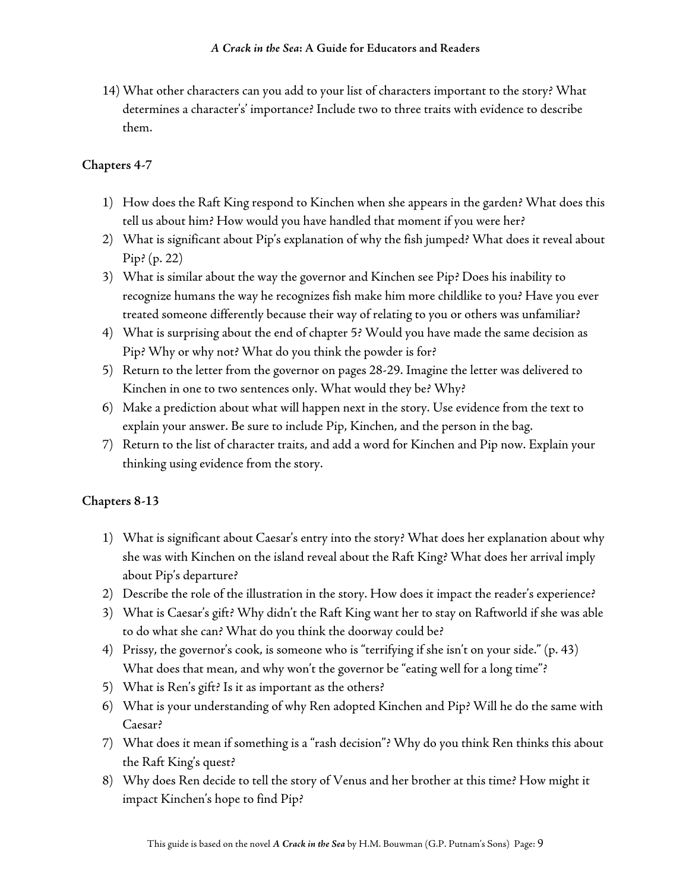14) What other characters can you add to your list of characters important to the story? What determines a character's' importance? Include two to three traits with evidence to describe them.

**Chapters 4-7**

1) How does the Raft King respond to Kinchen when she appears in the garden? What does this tell us about him? How would you have handled that moment if you were her?
2) What is significant about Pip's explanation of why the fish jumped? What does it reveal about Pip? (p. 22)
3) What is similar about the way the governor and Kinchen see Pip? Does his inability to recognize humans the way he recognizes fish make him more childlike to you? Have you ever treated someone differently because their way of relating to you or others was unfamiliar?
4) What is surprising about the end of chapter 5? Would you have made the same decision as Pip? Why or why not? What do you think the powder is for?
5) Return to the letter from the governor on pages 28-29. Imagine the letter was delivered to Kinchen in one to two sentences only. What would they be? Why?
6) Make a prediction about what will happen next in the story. Use evidence from the text to explain your answer. Be sure to include Pip, Kinchen, and the person in the bag.
7) Return to the list of character traits, and add a word for Kinchen and Pip now. Explain your thinking using evidence from the story.

**Chapters 8-13**

1) What is significant about Caesar's entry into the story? What does her explanation about why she was with Kinchen on the island reveal about the Raft King? What does her arrival imply about Pip's departure?
2) Describe the role of the illustration in the story. How does it impact the reader's experience?
3) What is Caesar's gift? Why didn't the Raft King want her to stay on Raftworld if she was able to do what she can? What do you think the doorway could be?
4) Prissy, the governor's cook, is someone who is "terrifying if she isn't on your side." (p. 43) What does that mean, and why won't the governor be "eating well for a long time"?
5) What is Ren's gift? Is it as important as the others?
6) What is your understanding of why Ren adopted Kinchen and Pip? Will he do the same with Caesar?
7) What does it mean if something is a "rash decision"? Why do you think Ren thinks this about the Raft King's quest?
8) Why does Ren decide to tell the story of Venus and her brother at this time? How might it impact Kinchen's hope to find Pip?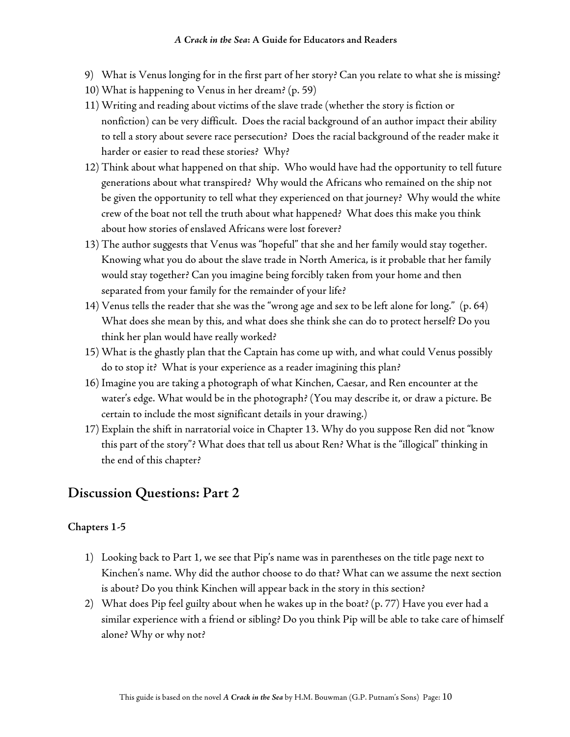9) What is Venus longing for in the first part of her story? Can you relate to what she is missing?
10) What is happening to Venus in her dream? (p. 59)
11) Writing and reading about victims of the slave trade (whether the story is fiction or nonfiction) can be very difficult. Does the racial background of an author impact their ability to tell a story about severe race persecution? Does the racial background of the reader make it harder or easier to read these stories? Why?
12) Think about what happened on that ship. Who would have had the opportunity to tell future generations about what transpired? Why would the Africans who remained on the ship not be given the opportunity to tell what they experienced on that journey? Why would the white crew of the boat not tell the truth about what happened? What does this make you think about how stories of enslaved Africans were lost forever?
13) The author suggests that Venus was "hopeful" that she and her family would stay together. Knowing what you do about the slave trade in North America, is it probable that her family would stay together? Can you imagine being forcibly taken from your home and then separated from your family for the remainder of your life?
14) Venus tells the reader that she was the "wrong age and sex to be left alone for long." (p. 64) What does she mean by this, and what does she think she can do to protect herself? Do you think her plan would have really worked?
15) What is the ghastly plan that the Captain has come up with, and what could Venus possibly do to stop it? What is your experience as a reader imagining this plan?
16) Imagine you are taking a photograph of what Kinchen, Caesar, and Ren encounter at the water's edge. What would be in the photograph? (You may describe it, or draw a picture. Be certain to include the most significant details in your drawing.)
17) Explain the shift in narratorial voice in Chapter 13. Why do you suppose Ren did not "know this part of the story"? What does that tell us about Ren? What is the "illogical" thinking in the end of this chapter?

## Discussion Questions: Part 2

### Chapters 1-5

1) Looking back to Part 1, we see that Pip's name was in parentheses on the title page next to Kinchen's name. Why did the author choose to do that? What can we assume the next section is about? Do you think Kinchen will appear back in the story in this section?
2) What does Pip feel guilty about when he wakes up in the boat? (p. 77) Have you ever had a similar experience with a friend or sibling? Do you think Pip will be able to take care of himself alone? Why or why not?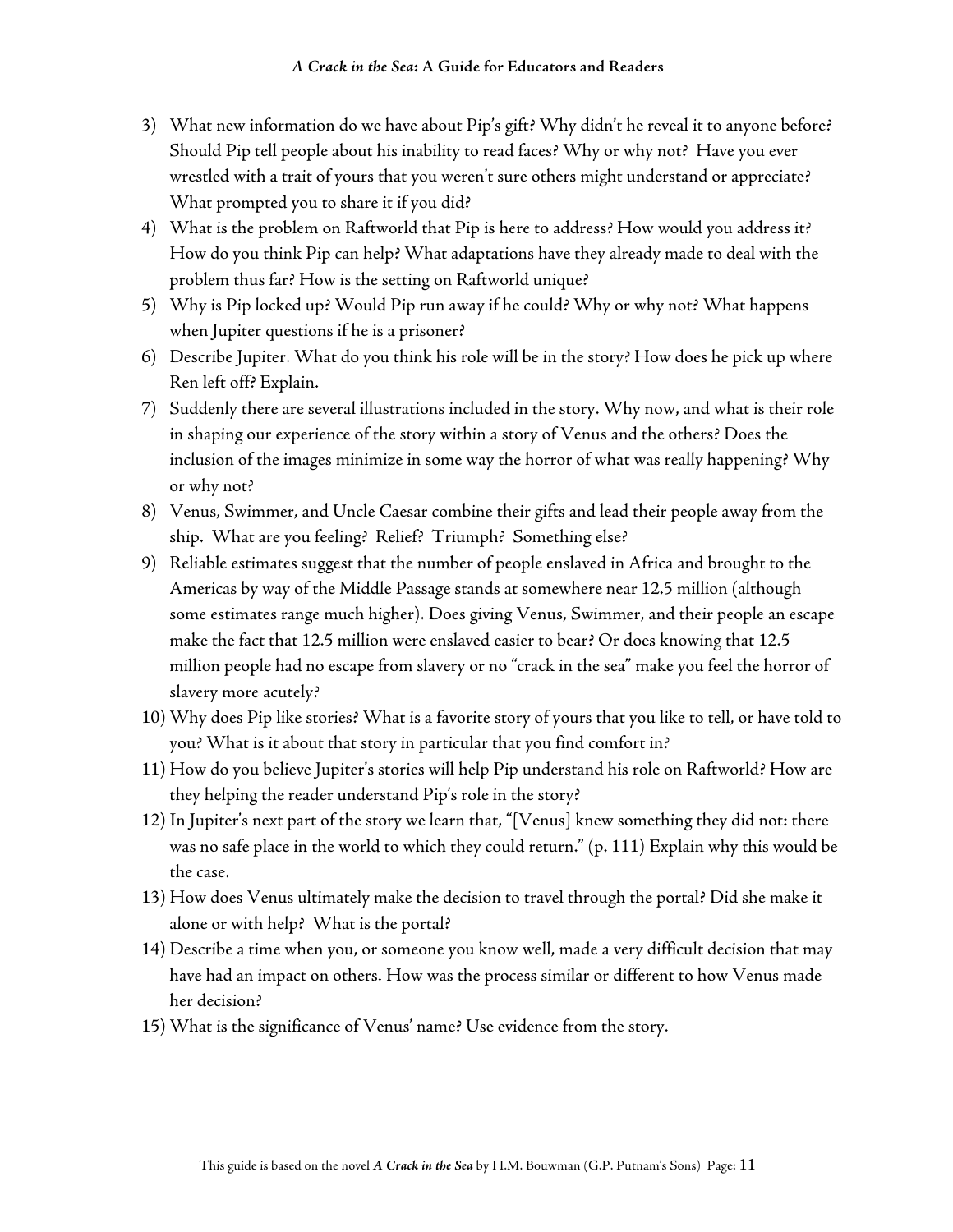3) What new information do we have about Pip's gift? Why didn't he reveal it to anyone before? Should Pip tell people about his inability to read faces? Why or why not? Have you ever wrestled with a trait of yours that you weren't sure others might understand or appreciate? What prompted you to share it if you did?
4) What is the problem on Raftworld that Pip is here to address? How would you address it? How do you think Pip can help? What adaptations have they already made to deal with the problem thus far? How is the setting on Raftworld unique?
5) Why is Pip locked up? Would Pip run away if he could? Why or why not? What happens when Jupiter questions if he is a prisoner?
6) Describe Jupiter. What do you think his role will be in the story? How does he pick up where Ren left off? Explain.
7) Suddenly there are several illustrations included in the story. Why now, and what is their role in shaping our experience of the story within a story of Venus and the others? Does the inclusion of the images minimize in some way the horror of what was really happening? Why or why not?
8) Venus, Swimmer, and Uncle Caesar combine their gifts and lead their people away from the ship. What are you feeling? Relief? Triumph? Something else?
9) Reliable estimates suggest that the number of people enslaved in Africa and brought to the Americas by way of the Middle Passage stands at somewhere near 12.5 million (although some estimates range much higher). Does giving Venus, Swimmer, and their people an escape make the fact that 12.5 million were enslaved easier to bear? Or does knowing that 12.5 million people had no escape from slavery or no "crack in the sea" make you feel the horror of slavery more acutely?
10) Why does Pip like stories? What is a favorite story of yours that you like to tell, or have told to you? What is it about that story in particular that you find comfort in?
11) How do you believe Jupiter's stories will help Pip understand his role on Raftworld? How are they helping the reader understand Pip's role in the story?
12) In Jupiter's next part of the story we learn that, "[Venus] knew something they did not: there was no safe place in the world to which they could return." (p. 111) Explain why this would be the case.
13) How does Venus ultimately make the decision to travel through the portal? Did she make it alone or with help? What is the portal?
14) Describe a time when you, or someone you know well, made a very difficult decision that may have had an impact on others. How was the process similar or different to how Venus made her decision?
15) What is the significance of Venus' name? Use evidence from the story.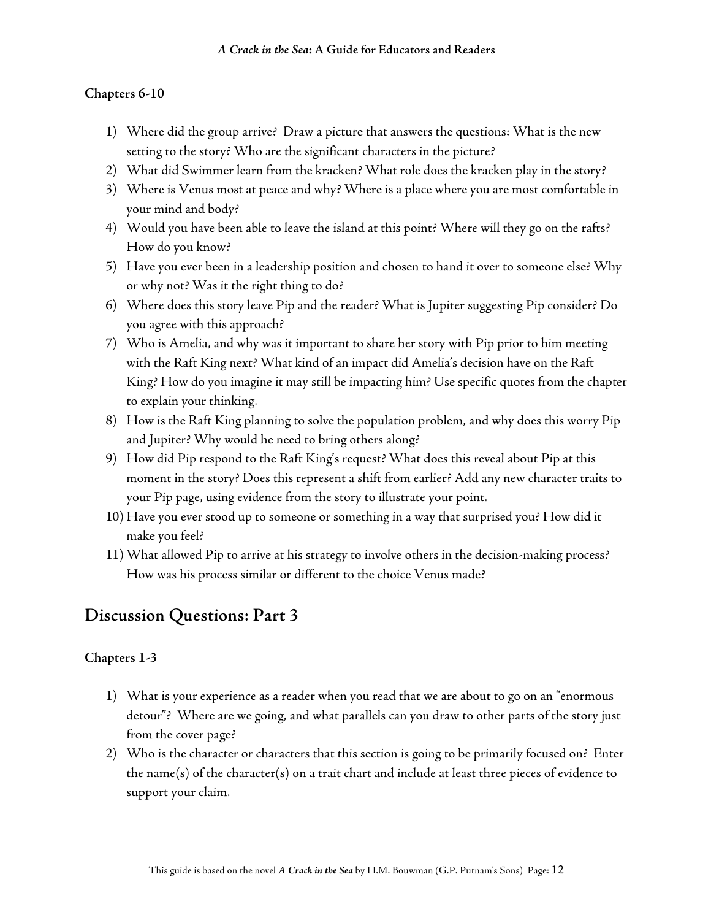### Chapters 6-10

1) Where did the group arrive? Draw a picture that answers the questions: What is the new setting to the story? Who are the significant characters in the picture?
2) What did Swimmer learn from the kracken? What role does the kracken play in the story?
3) Where is Venus most at peace and why? Where is a place where you are most comfortable in your mind and body?
4) Would you have been able to leave the island at this point? Where will they go on the rafts? How do you know?
5) Have you ever been in a leadership position and chosen to hand it over to someone else? Why or why not? Was it the right thing to do?
6) Where does this story leave Pip and the reader? What is Jupiter suggesting Pip consider? Do you agree with this approach?
7) Who is Amelia, and why was it important to share her story with Pip prior to him meeting with the Raft King next? What kind of an impact did Amelia's decision have on the Raft King? How do you imagine it may still be impacting him? Use specific quotes from the chapter to explain your thinking.
8) How is the Raft King planning to solve the population problem, and why does this worry Pip and Jupiter? Why would he need to bring others along?
9) How did Pip respond to the Raft King's request? What does this reveal about Pip at this moment in the story? Does this represent a shift from earlier? Add any new character traits to your Pip page, using evidence from the story to illustrate your point.
10) Have you ever stood up to someone or something in a way that surprised you? How did it make you feel?
11) What allowed Pip to arrive at his strategy to involve others in the decision-making process? How was his process similar or different to the choice Venus made?

## Discussion Questions: Part 3

### Chapters 1-3

1) What is your experience as a reader when you read that we are about to go on an "enormous detour"? Where are we going, and what parallels can you draw to other parts of the story just from the cover page?
2) Who is the character or characters that this section is going to be primarily focused on? Enter the name(s) of the character(s) on a trait chart and include at least three pieces of evidence to support your claim.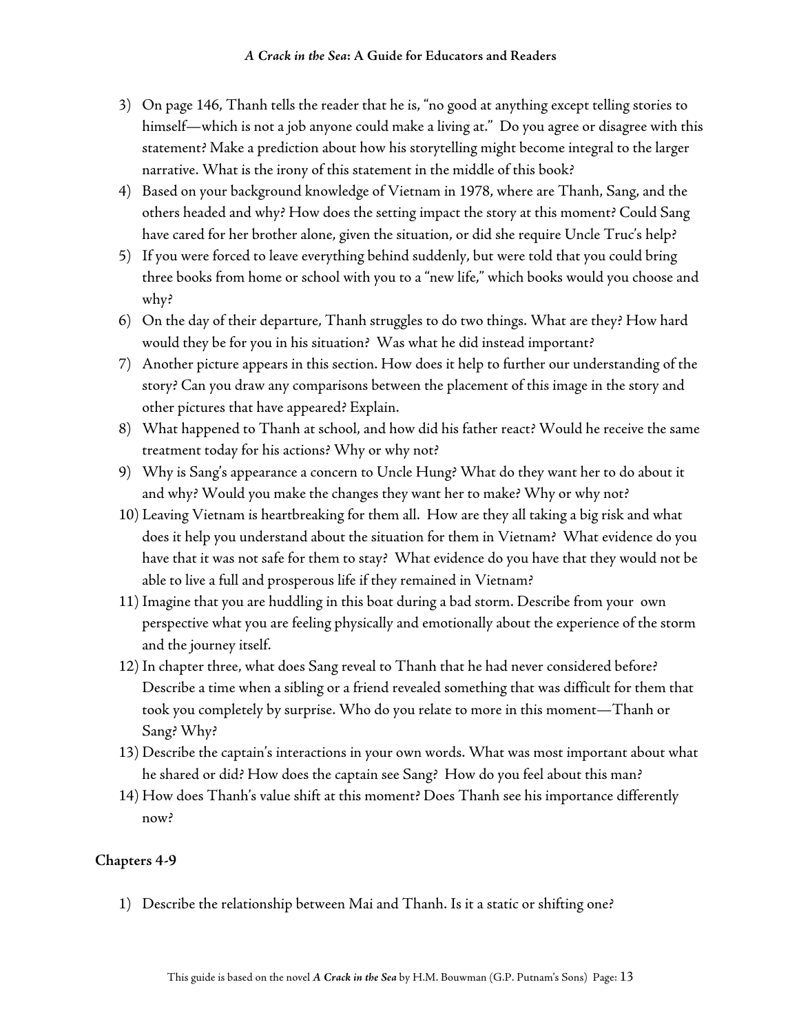3) On page 146, Thanh tells the reader that he is, “no good at anything except telling stories to himself—which is not a job anyone could make a living at.” Do you agree or disagree with this statement? Make a prediction about how his storytelling might become integral to the larger narrative. What is the irony of this statement in the middle of this book?
4) Based on your background knowledge of Vietnam in 1978, where are Thanh, Sang, and the others headed and why? How does the setting impact the story at this moment? Could Sang have cared for her brother alone, given the situation, or did she require Uncle Truc’s help?
5) If you were forced to leave everything behind suddenly, but were told that you could bring three books from home or school with you to a “new life,” which books would you choose and why?
6) On the day of their departure, Thanh struggles to do two things. What are they? How hard would they be for you in his situation? Was what he did instead important?
7) Another picture appears in this section. How does it help to further our understanding of the story? Can you draw any comparisons between the placement of this image in the story and other pictures that have appeared? Explain.
8) What happened to Thanh at school, and how did his father react? Would he receive the same treatment today for his actions? Why or why not?
9) Why is Sang’s appearance a concern to Uncle Hung? What do they want her to do about it and why? Would you make the changes they want her to make? Why or why not?
10) Leaving Vietnam is heartbreaking for them all. How are they all taking a big risk and what does it help you understand about the situation for them in Vietnam? What evidence do you have that it was not safe for them to stay? What evidence do you have that they would not be able to live a full and prosperous life if they remained in Vietnam?
11) Imagine that you are huddling in this boat during a bad storm. Describe from your own perspective what you are feeling physically and emotionally about the experience of the storm and the journey itself.
12) In chapter three, what does Sang reveal to Thanh that he had never considered before? Describe a time when a sibling or a friend revealed something that was difficult for them that took you completely by surprise. Who do you relate to more in this moment—Thanh or Sang? Why?
13) Describe the captain’s interactions in your own words. What was most important about what he shared or did? How does the captain see Sang? How do you feel about this man?
14) How does Thanh’s value shift at this moment? Does Thanh see his importance differently now?

**Chapters 4-9**

1) Describe the relationship between Mai and Thanh. Is it a static or shifting one?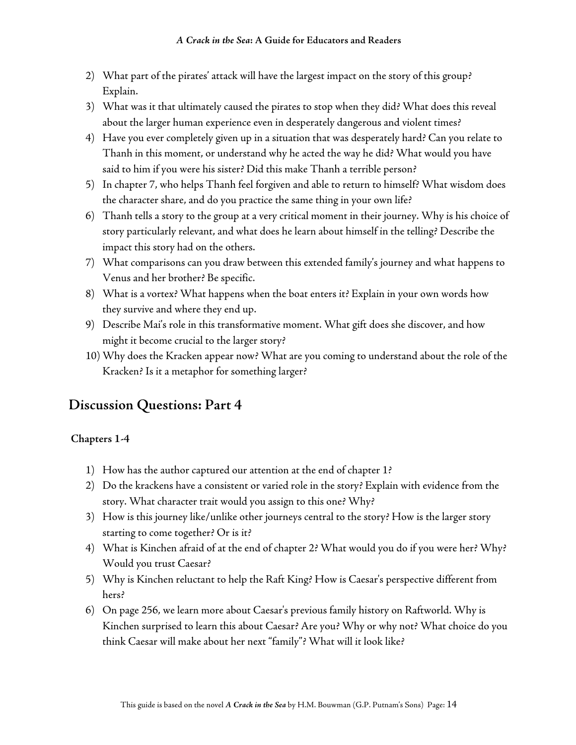2) What part of the pirates' attack will have the largest impact on the story of this group? Explain.
3) What was it that ultimately caused the pirates to stop when they did? What does this reveal about the larger human experience even in desperately dangerous and violent times?
4) Have you ever completely given up in a situation that was desperately hard? Can you relate to Thanh in this moment, or understand why he acted the way he did? What would you have said to him if you were his sister? Did this make Thanh a terrible person?
5) In chapter 7, who helps Thanh feel forgiven and able to return to himself? What wisdom does the character share, and do you practice the same thing in your own life?
6) Thanh tells a story to the group at a very critical moment in their journey. Why is his choice of story particularly relevant, and what does he learn about himself in the telling? Describe the impact this story had on the others.
7) What comparisons can you draw between this extended family's journey and what happens to Venus and her brother? Be specific.
8) What is a vortex? What happens when the boat enters it? Explain in your own words how they survive and where they end up.
9) Describe Mai's role in this transformative moment. What gift does she discover, and how might it become crucial to the larger story?
10) Why does the Kracken appear now? What are you coming to understand about the role of the Kracken? Is it a metaphor for something larger?

## Discussion Questions: Part 4

### Chapters 1-4

1) How has the author captured our attention at the end of chapter 1?
2) Do the krackens have a consistent or varied role in the story? Explain with evidence from the story. What character trait would you assign to this one? Why?
3) How is this journey like/unlike other journeys central to the story? How is the larger story starting to come together? Or is it?
4) What is Kinchen afraid of at the end of chapter 2? What would you do if you were her? Why? Would you trust Caesar?
5) Why is Kinchen reluctant to help the Raft King? How is Caesar's perspective different from hers?
6) On page 256, we learn more about Caesar's previous family history on Raftworld. Why is Kinchen surprised to learn this about Caesar? Are you? Why or why not? What choice do you think Caesar will make about her next "family"? What will it look like?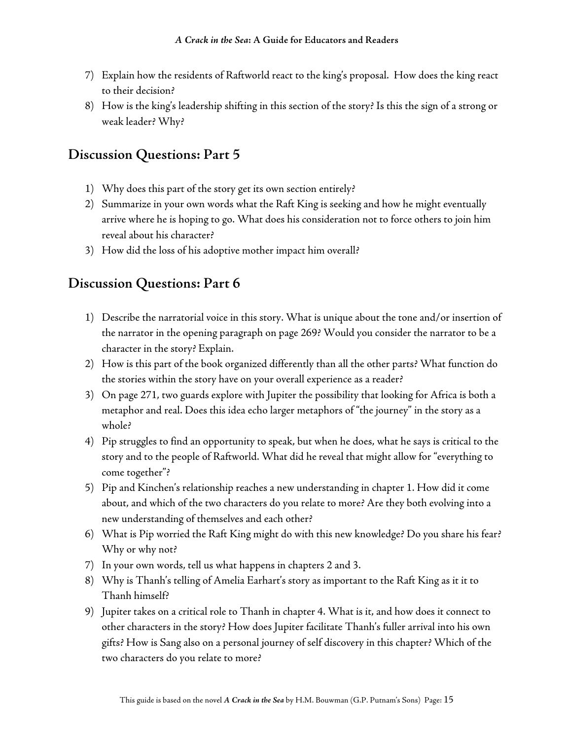7) Explain how the residents of Raftworld react to the king's proposal. How does the king react to their decision?
8) How is the king's leadership shifting in this section of the story? Is this the sign of a strong or weak leader? Why?

## Discussion Questions: Part 5

1) Why does this part of the story get its own section entirely?
2) Summarize in your own words what the Raft King is seeking and how he might eventually arrive where he is hoping to go. What does his consideration not to force others to join him reveal about his character?
3) How did the loss of his adoptive mother impact him overall?

## Discussion Questions: Part 6

1) Describe the narratorial voice in this story. What is unique about the tone and/or insertion of the narrator in the opening paragraph on page 269? Would you consider the narrator to be a character in the story? Explain.
2) How is this part of the book organized differently than all the other parts? What function do the stories within the story have on your overall experience as a reader?
3) On page 271, two guards explore with Jupiter the possibility that looking for Africa is both a metaphor and real. Does this idea echo larger metaphors of "the journey" in the story as a whole?
4) Pip struggles to find an opportunity to speak, but when he does, what he says is critical to the story and to the people of Raftworld. What did he reveal that might allow for "everything to come together"?
5) Pip and Kinchen's relationship reaches a new understanding in chapter 1. How did it come about, and which of the two characters do you relate to more? Are they both evolving into a new understanding of themselves and each other?
6) What is Pip worried the Raft King might do with this new knowledge? Do you share his fear? Why or why not?
7) In your own words, tell us what happens in chapters 2 and 3.
8) Why is Thanh's telling of Amelia Earhart's story as important to the Raft King as it it to Thanh himself?
9) Jupiter takes on a critical role to Thanh in chapter 4. What is it, and how does it connect to other characters in the story? How does Jupiter facilitate Thanh's fuller arrival into his own gifts? How is Sang also on a personal journey of self discovery in this chapter? Which of the two characters do you relate to more?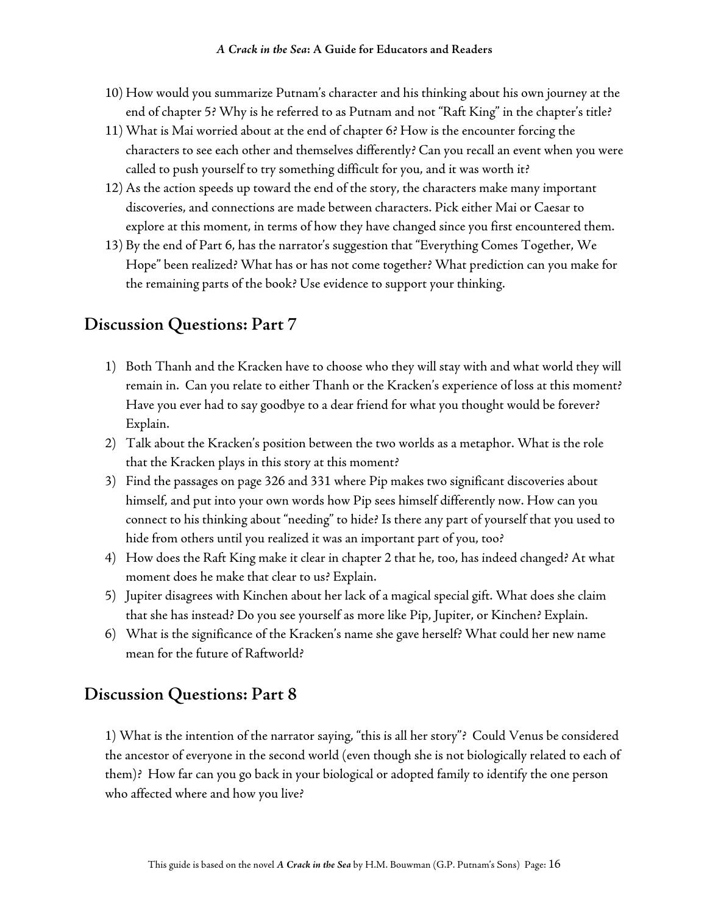10) How would you summarize Putnam's character and his thinking about his own journey at the end of chapter 5? Why is he referred to as Putnam and not "Raft King" in the chapter's title?
11) What is Mai worried about at the end of chapter 6? How is the encounter forcing the characters to see each other and themselves differently? Can you recall an event when you were called to push yourself to try something difficult for you, and it was worth it?
12) As the action speeds up toward the end of the story, the characters make many important discoveries, and connections are made between characters. Pick either Mai or Caesar to explore at this moment, in terms of how they have changed since you first encountered them.
13) By the end of Part 6, has the narrator's suggestion that "Everything Comes Together, We Hope" been realized? What has or has not come together? What prediction can you make for the remaining parts of the book? Use evidence to support your thinking.

## Discussion Questions: Part 7

1) Both Thanh and the Kracken have to choose who they will stay with and what world they will remain in. Can you relate to either Thanh or the Kracken's experience of loss at this moment? Have you ever had to say goodbye to a dear friend for what you thought would be forever? Explain.
2) Talk about the Kracken's position between the two worlds as a metaphor. What is the role that the Kracken plays in this story at this moment?
3) Find the passages on page 326 and 331 where Pip makes two significant discoveries about himself, and put into your own words how Pip sees himself differently now. How can you connect to his thinking about "needing" to hide? Is there any part of yourself that you used to hide from others until you realized it was an important part of you, too?
4) How does the Raft King make it clear in chapter 2 that he, too, has indeed changed? At what moment does he make that clear to us? Explain.
5) Jupiter disagrees with Kinchen about her lack of a magical special gift. What does she claim that she has instead? Do you see yourself as more like Pip, Jupiter, or Kinchen? Explain.
6) What is the significance of the Kracken's name she gave herself? What could her new name mean for the future of Raftworld?

## Discussion Questions: Part 8

1) What is the intention of the narrator saying, "this is all her story"? Could Venus be considered the ancestor of everyone in the second world (even though she is not biologically related to each of them)? How far can you go back in your biological or adopted family to identify the one person who affected where and how you live?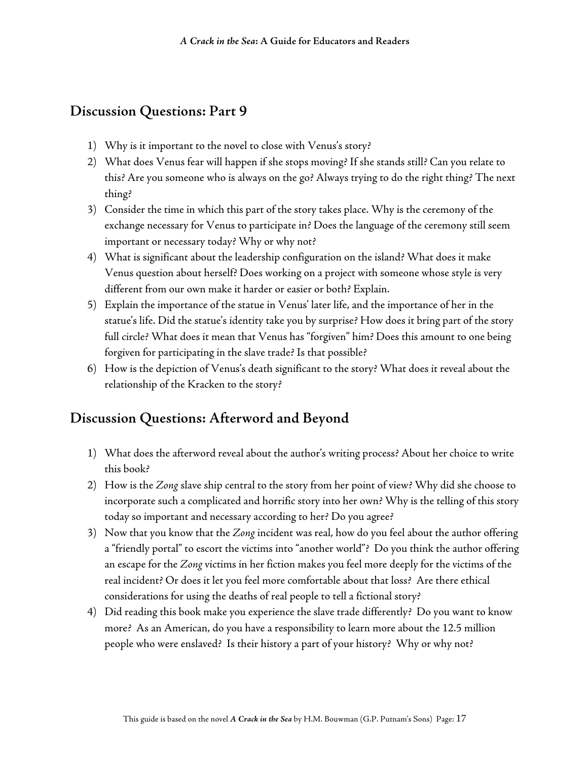## Discussion Questions: Part 9

1) Why is it important to the novel to close with Venus's story?
2) What does Venus fear will happen if she stops moving? If she stands still? Can you relate to this? Are you someone who is always on the go? Always trying to do the right thing? The next thing?
3) Consider the time in which this part of the story takes place. Why is the ceremony of the exchange necessary for Venus to participate in? Does the language of the ceremony still seem important or necessary today? Why or why not?
4) What is significant about the leadership configuration on the island? What does it make Venus question about herself? Does working on a project with someone whose style is very different from our own make it harder or easier or both? Explain.
5) Explain the importance of the statue in Venus' later life, and the importance of her in the statue's life. Did the statue's identity take you by surprise? How does it bring part of the story full circle? What does it mean that Venus has "forgiven" him? Does this amount to one being forgiven for participating in the slave trade? Is that possible?
6) How is the depiction of Venus's death significant to the story? What does it reveal about the relationship of the Kracken to the story?

## Discussion Questions: Afterword and Beyond

1) What does the afterword reveal about the author's writing process? About her choice to write this book?
2) How is the *Zong* slave ship central to the story from her point of view? Why did she choose to incorporate such a complicated and horrific story into her own? Why is the telling of this story today so important and necessary according to her? Do you agree?
3) Now that you know that the *Zong* incident was real, how do you feel about the author offering a "friendly portal" to escort the victims into "another world"? Do you think the author offering an escape for the *Zong* victims in her fiction makes you feel more deeply for the victims of the real incident? Or does it let you feel more comfortable about that loss? Are there ethical considerations for using the deaths of real people to tell a fictional story?
4) Did reading this book make you experience the slave trade differently? Do you want to know more? As an American, do you have a responsibility to learn more about the 12.5 million people who were enslaved? Is their history a part of your history? Why or why not?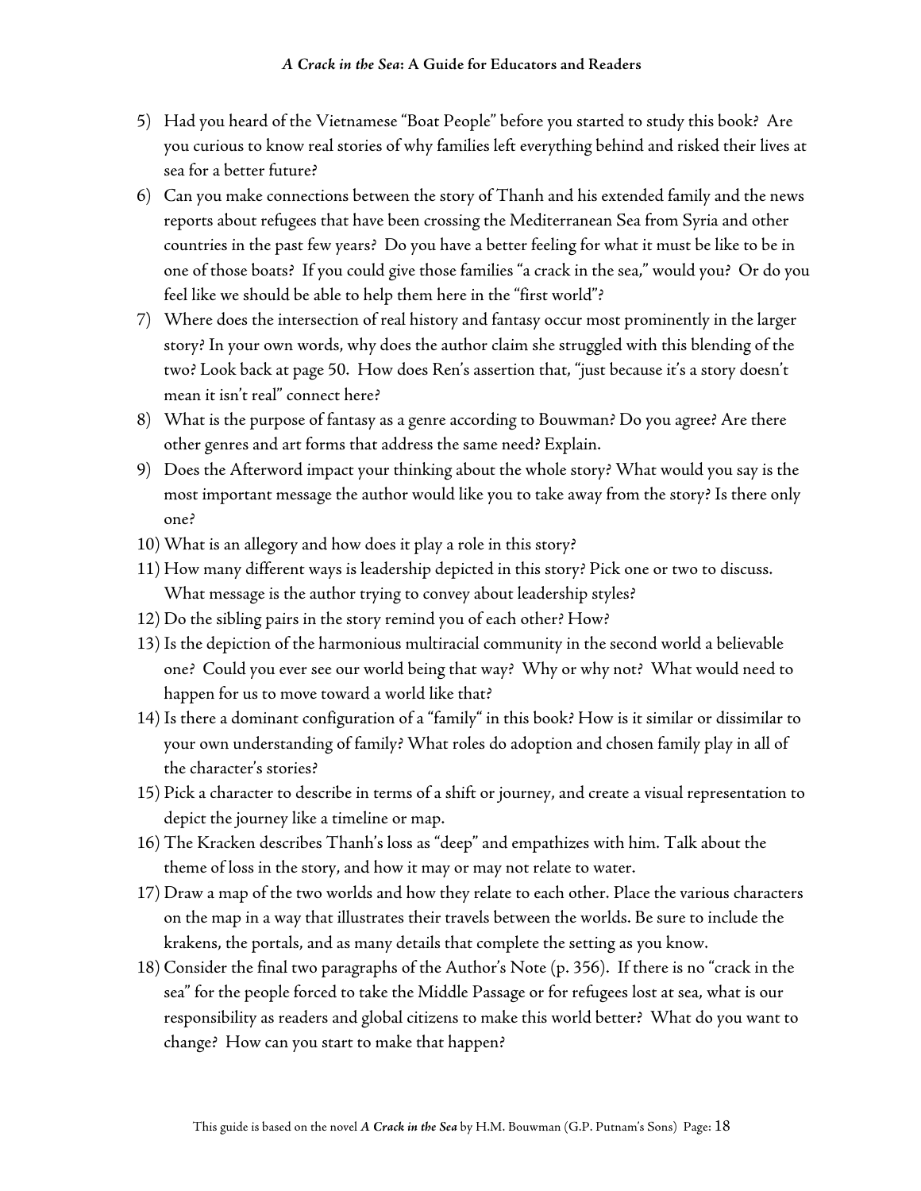5) Had you heard of the Vietnamese "Boat People" before you started to study this book? Are you curious to know real stories of why families left everything behind and risked their lives at sea for a better future?

6) Can you make connections between the story of Thanh and his extended family and the news reports about refugees that have been crossing the Mediterranean Sea from Syria and other countries in the past few years? Do you have a better feeling for what it must be like to be in one of those boats? If you could give those families "a crack in the sea," would you? Or do you feel like we should be able to help them here in the "first world"?

7) Where does the intersection of real history and fantasy occur most prominently in the larger story? In your own words, why does the author claim she struggled with this blending of the two? Look back at page 50. How does Ren's assertion that, "just because it's a story doesn't mean it isn't real" connect here?

8) What is the purpose of fantasy as a genre according to Bouwman? Do you agree? Are there other genres and art forms that address the same need? Explain.

9) Does the Afterword impact your thinking about the whole story? What would you say is the most important message the author would like you to take away from the story? Is there only one?

10) What is an allegory and how does it play a role in this story?

11) How many different ways is leadership depicted in this story? Pick one or two to discuss. What message is the author trying to convey about leadership styles?

12) Do the sibling pairs in the story remind you of each other? How?

13) Is the depiction of the harmonious multiracial community in the second world a believable one? Could you ever see our world being that way? Why or why not? What would need to happen for us to move toward a world like that?

14) Is there a dominant configuration of a "family" in this book? How is it similar or dissimilar to your own understanding of family? What roles do adoption and chosen family play in all of the character's stories?

15) Pick a character to describe in terms of a shift or journey, and create a visual representation to depict the journey like a timeline or map.

16) The Kracken describes Thanh's loss as "deep" and empathizes with him. Talk about the theme of loss in the story, and how it may or may not relate to water.

17) Draw a map of the two worlds and how they relate to each other. Place the various characters on the map in a way that illustrates their travels between the worlds. Be sure to include the krakens, the portals, and as many details that complete the setting as you know.

18) Consider the final two paragraphs of the Author's Note (p. 356). If there is no "crack in the sea" for the people forced to take the Middle Passage or for refugees lost at sea, what is our responsibility as readers and global citizens to make this world better? What do you want to change? How can you start to make that happen?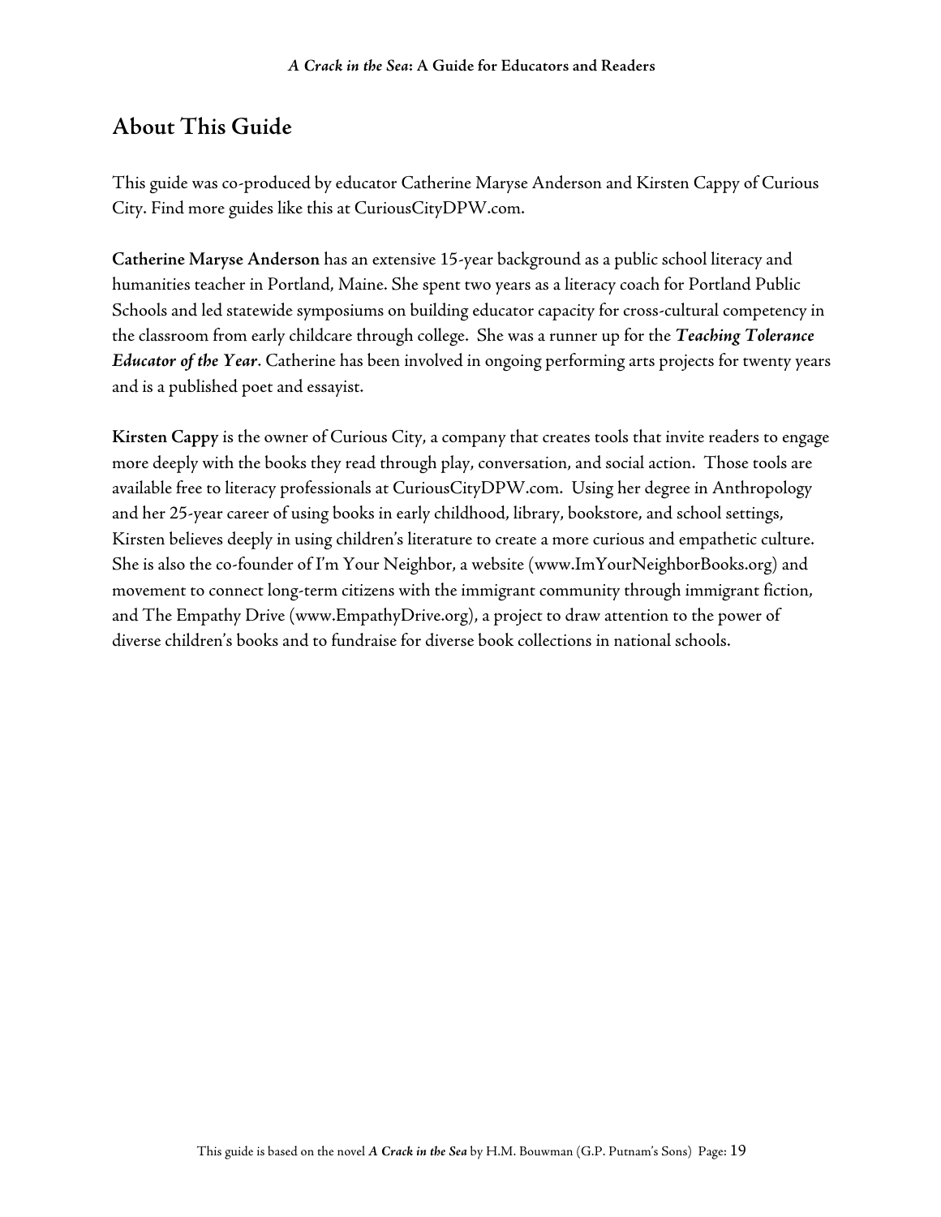## About This Guide

This guide was co-produced by educator Catherine Maryse Anderson and Kirsten Cappy of Curious City. Find more guides like this at CuriousCityDPW.com.

**Catherine Maryse Anderson** has an extensive 15-year background as a public school literacy and humanities teacher in Portland, Maine. She spent two years as a literacy coach for Portland Public Schools and led statewide symposiums on building educator capacity for cross-cultural competency in the classroom from early childcare through college. She was a runner up for the ***Teaching Tolerance Educator of the Year***. Catherine has been involved in ongoing performing arts projects for twenty years and is a published poet and essayist.

**Kirsten Cappy** is the owner of Curious City, a company that creates tools that invite readers to engage more deeply with the books they read through play, conversation, and social action. Those tools are available free to literacy professionals at CuriousCityDPW.com. Using her degree in Anthropology and her 25-year career of using books in early childhood, library, bookstore, and school settings, Kirsten believes deeply in using children's literature to create a more curious and empathetic culture. She is also the co-founder of I'm Your Neighbor, a website (www.ImYourNeighborBooks.org) and movement to connect long-term citizens with the immigrant community through immigrant fiction, and The Empathy Drive (www.EmpathyDrive.org), a project to draw attention to the power of diverse children's books and to fundraise for diverse book collections in national schools.